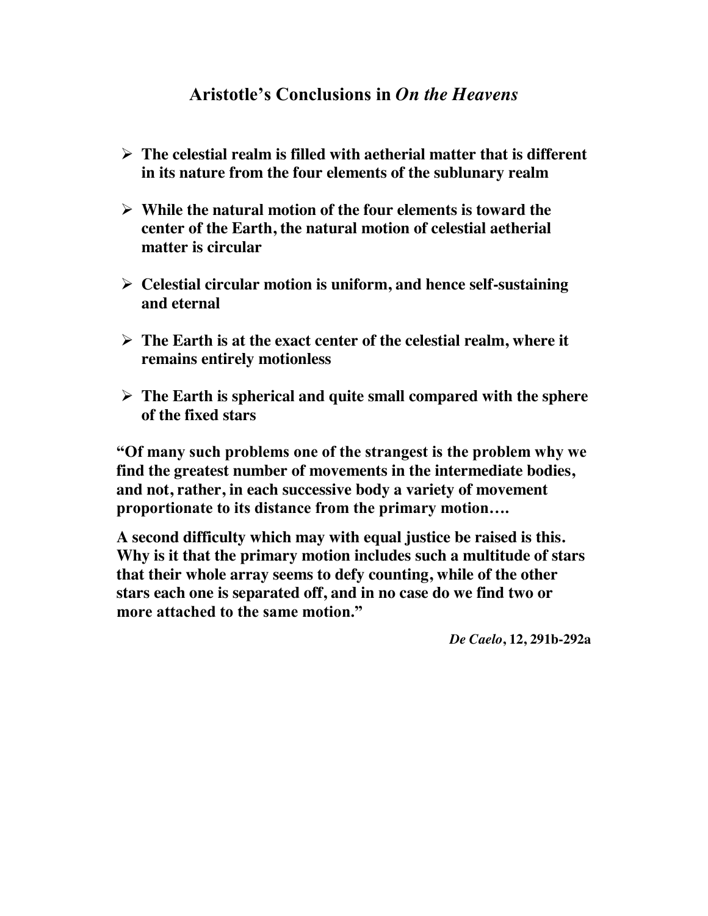# Aristotle's Conclusions in *On the Heavens*

- **The celestial realm is filled with aetherial matter that is different in its nature from the four elements of the sublunary realm**
- **While the natural motion of the four elements is toward the center of the Earth, the natural motion of celestial aetherial matter is circular**
- **Celestial circular motion is uniform, and hence self-sustaining and eternal**
- **The Earth is at the exact center of the celestial realm, where it remains entirely motionless**
- **The Earth is spherical and quite small compared with the sphere of the fixed stars**

**"Of many such problems one of the strangest is the problem why we find the greatest number of movements in the intermediate bodies, and not, rather, in each successive body a variety of movement proportionate to its distance from the primary motion….**

**A second difficulty which may with equal justice be raised is this. Why is it that the primary motion includes such a multitude of stars that their whole array seems to defy counting, while of the other stars each one is separated off, and in no case do we find two or more attached to the same motion."**

***De Caelo*, 12, 291b-292a**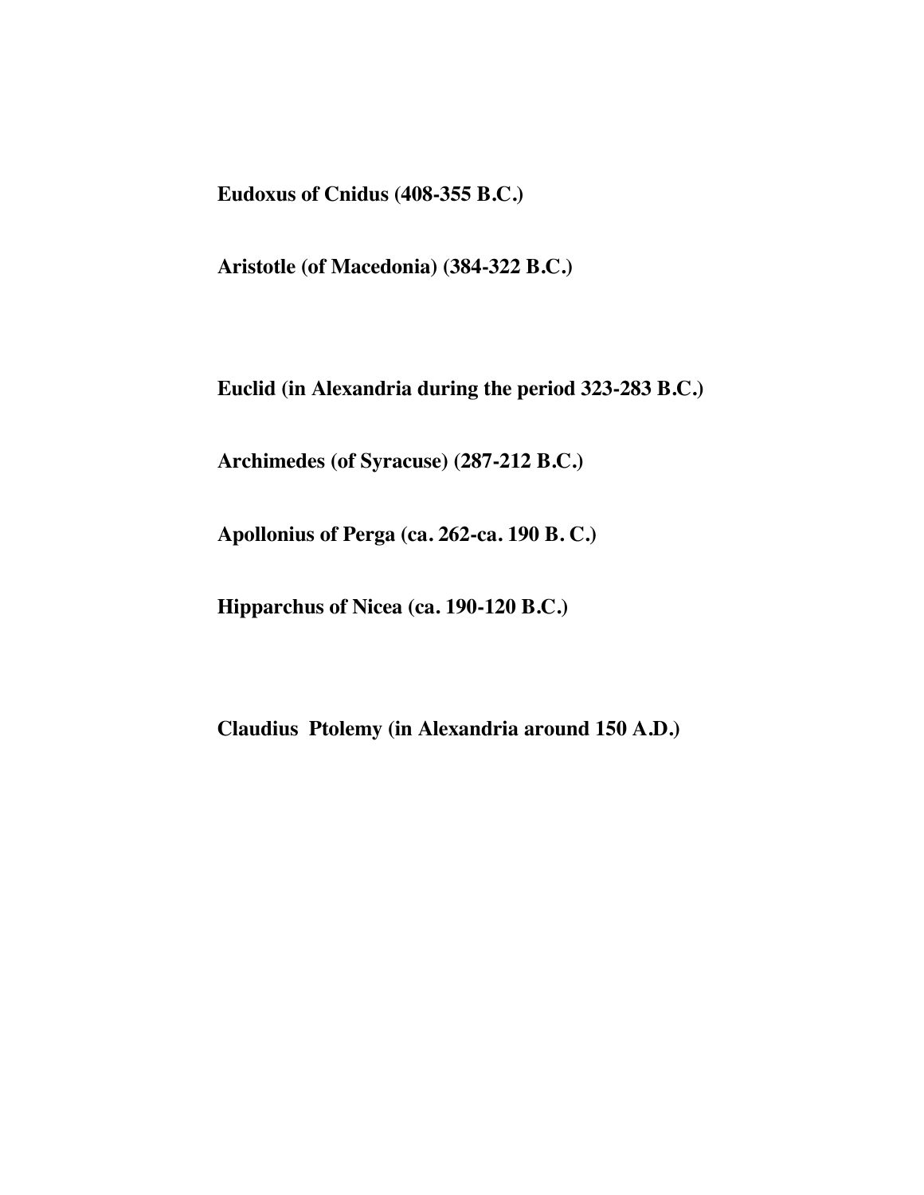**Eudoxus of Cnidus (408-355 B.C.)**

**Aristotle (of Macedonia) (384-322 B.C.)**

**Euclid (in Alexandria during the period 323-283 B.C.)**

**Archimedes (of Syracuse) (287-212 B.C.)**

**Apollonius of Perga (ca. 262-ca. 190 B. C.)**

**Hipparchus of Nicea (ca. 190-120 B.C.)**

**Claudius Ptolemy (in Alexandria around 150 A.D.)**